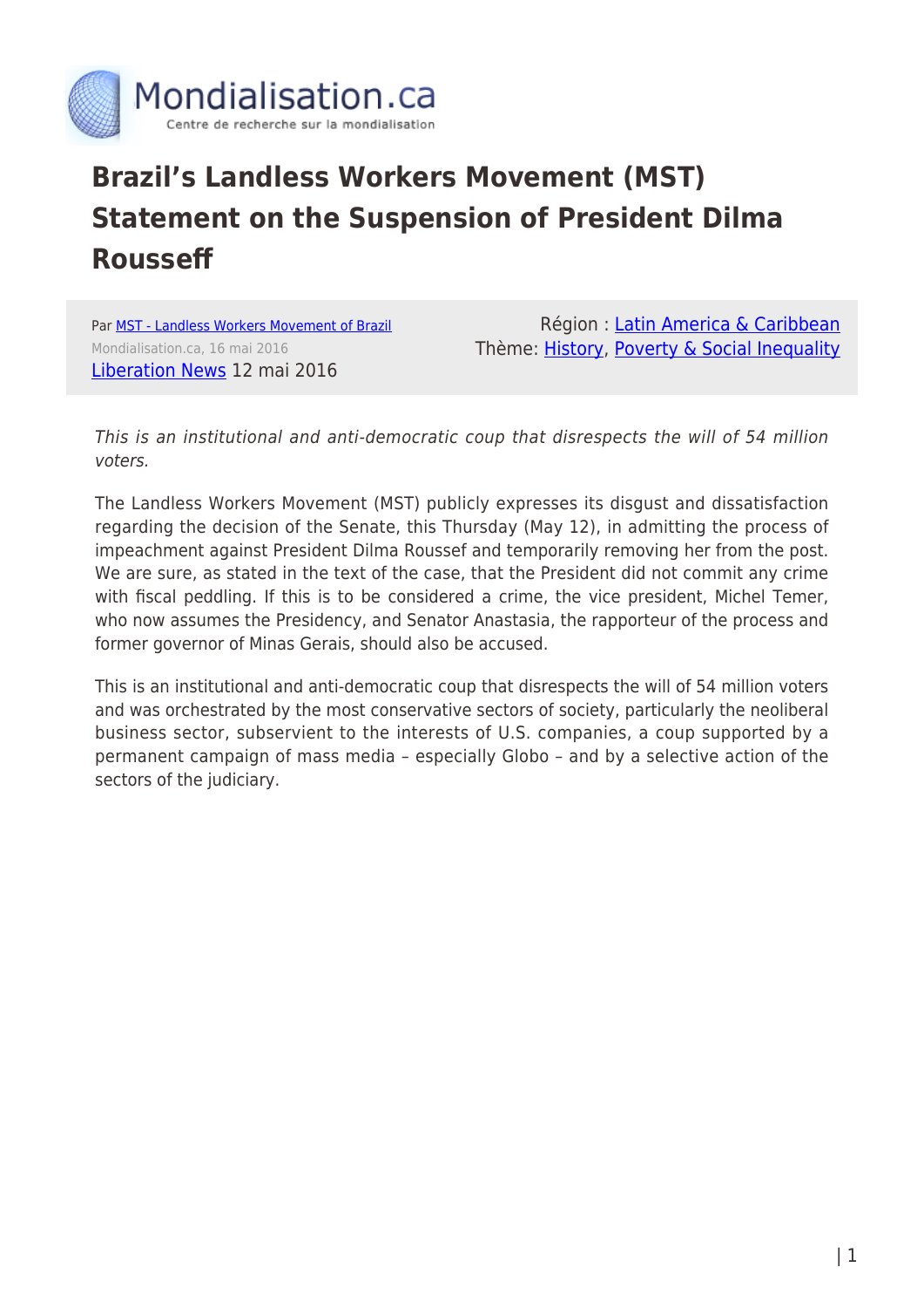# Brazil's Landless Workers Movement (MST) Statement on the Suspension of President Dilma Rousseff

Par MST - Landless Workers Movement of Brazil
Mondialisation.ca, 16 mai 2016
Liberation News 12 mai 2016

Région : Latin America & Caribbean
Thème: History, Poverty & Social Inequality

*This is an institutional and anti-democratic coup that disrespects the will of 54 million voters.*

The Landless Workers Movement (MST) publicly expresses its disgust and dissatisfaction regarding the decision of the Senate, this Thursday (May 12), in admitting the process of impeachment against President Dilma Roussef and temporarily removing her from the post. We are sure, as stated in the text of the case, that the President did not commit any crime with fiscal peddling. If this is to be considered a crime, the vice president, Michel Temer, who now assumes the Presidency, and Senator Anastasia, the rapporteur of the process and former governor of Minas Gerais, should also be accused.

This is an institutional and anti-democratic coup that disrespects the will of 54 million voters and was orchestrated by the most conservative sectors of society, particularly the neoliberal business sector, subservient to the interests of U.S. companies, a coup supported by a permanent campaign of mass media – especially Globo – and by a selective action of the sectors of the judiciary.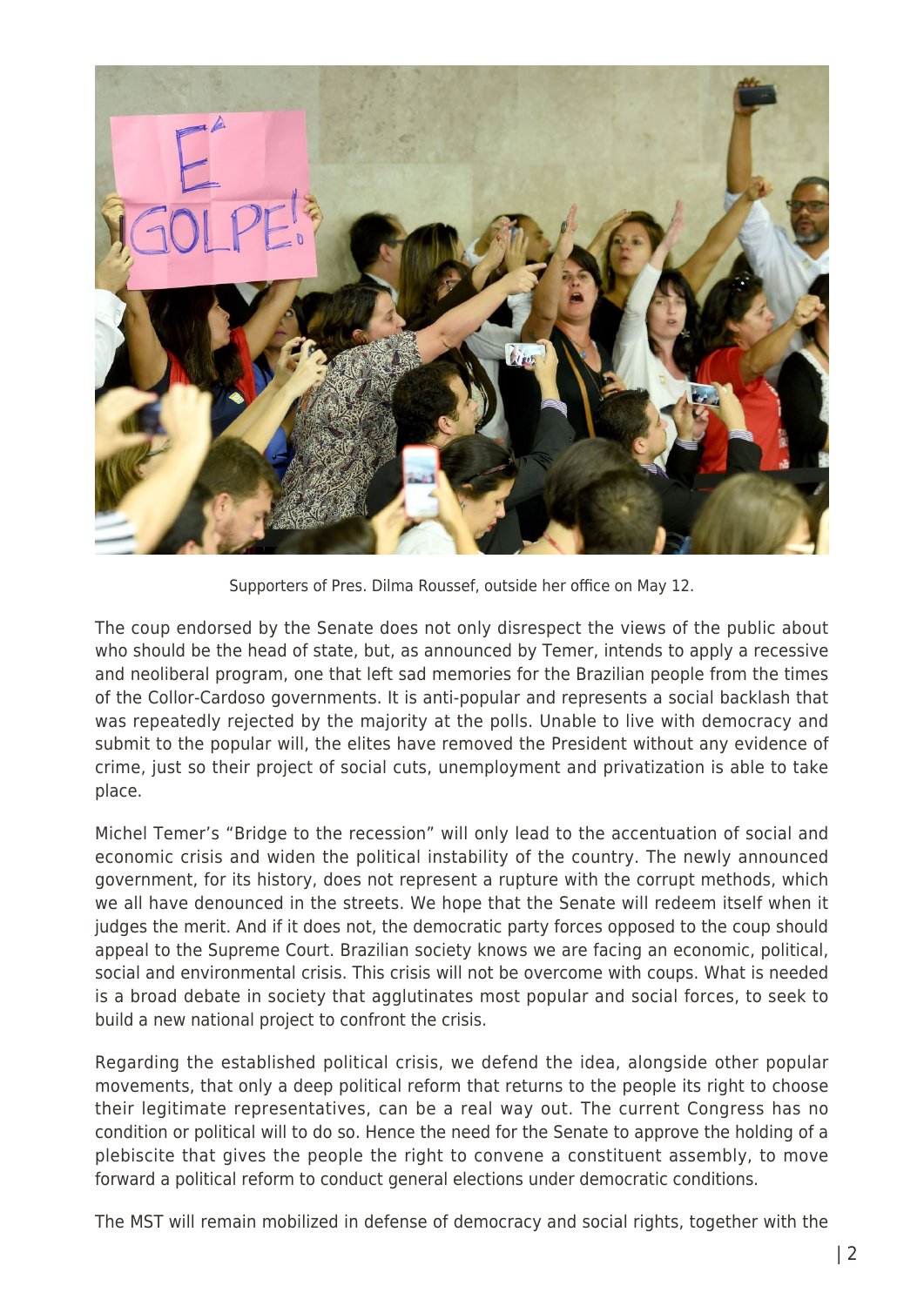Supporters of Pres. Dilma Roussef, outside her office on May 12.

The coup endorsed by the Senate does not only disrespect the views of the public about who should be the head of state, but, as announced by Temer, intends to apply a recessive and neoliberal program, one that left sad memories for the Brazilian people from the times of the Collor-Cardoso governments. It is anti-popular and represents a social backlash that was repeatedly rejected by the majority at the polls. Unable to live with democracy and submit to the popular will, the elites have removed the President without any evidence of crime, just so their project of social cuts, unemployment and privatization is able to take place.

Michel Temer's "Bridge to the recession" will only lead to the accentuation of social and economic crisis and widen the political instability of the country. The newly announced government, for its history, does not represent a rupture with the corrupt methods, which we all have denounced in the streets. We hope that the Senate will redeem itself when it judges the merit. And if it does not, the democratic party forces opposed to the coup should appeal to the Supreme Court. Brazilian society knows we are facing an economic, political, social and environmental crisis. This crisis will not be overcome with coups. What is needed is a broad debate in society that agglutinates most popular and social forces, to seek to build a new national project to confront the crisis.

Regarding the established political crisis, we defend the idea, alongside other popular movements, that only a deep political reform that returns to the people its right to choose their legitimate representatives, can be a real way out. The current Congress has no condition or political will to do so. Hence the need for the Senate to approve the holding of a plebiscite that gives the people the right to convene a constituent assembly, to move forward a political reform to conduct general elections under democratic conditions.

The MST will remain mobilized in defense of democracy and social rights, together with the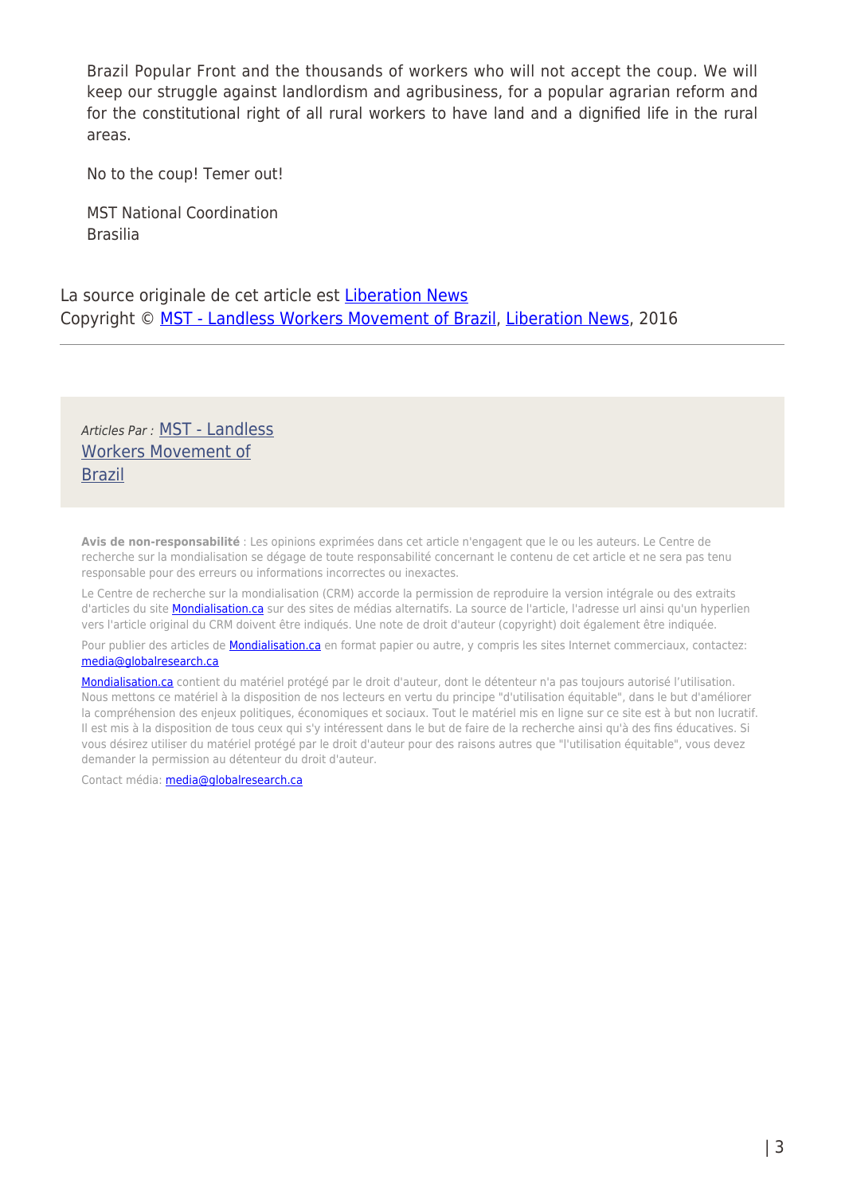Brazil Popular Front and the thousands of workers who will not accept the coup. We will keep our struggle against landlordism and agribusiness, for a popular agrarian reform and for the constitutional right of all rural workers to have land and a dignified life in the rural areas.

No to the coup! Temer out!

MST National Coordination
Brasilia

La source originale de cet article est Liberation News
Copyright © MST - Landless Workers Movement of Brazil, Liberation News, 2016

---

*Articles Par :* MST - Landless Workers Movement of Brazil

**Avis de non-responsabilité** : Les opinions exprimées dans cet article n'engagent que le ou les auteurs. Le Centre de recherche sur la mondialisation se dégage de toute responsabilité concernant le contenu de cet article et ne sera pas tenu responsable pour des erreurs ou informations incorrectes ou inexactes.

Le Centre de recherche sur la mondialisation (CRM) accorde la permission de reproduire la version intégrale ou des extraits d'articles du site Mondialisation.ca sur des sites de médias alternatifs. La source de l'article, l'adresse url ainsi qu'un hyperlien vers l'article original du CRM doivent être indiqués. Une note de droit d'auteur (copyright) doit également être indiquée.

Pour publier des articles de Mondialisation.ca en format papier ou autre, y compris les sites Internet commerciaux, contactez: media@globalresearch.ca

Mondialisation.ca contient du matériel protégé par le droit d'auteur, dont le détenteur n'a pas toujours autorisé l'utilisation. Nous mettons ce matériel à la disposition de nos lecteurs en vertu du principe "d'utilisation équitable", dans le but d'améliorer la compréhension des enjeux politiques, économiques et sociaux. Tout le matériel mis en ligne sur ce site est à but non lucratif. Il est mis à la disposition de tous ceux qui s'y intéressent dans le but de faire de la recherche ainsi qu'à des fins éducatives. Si vous désirez utiliser du matériel protégé par le droit d'auteur pour des raisons autres que "l'utilisation équitable", vous devez demander la permission au détenteur du droit d'auteur.

Contact média: media@globalresearch.ca